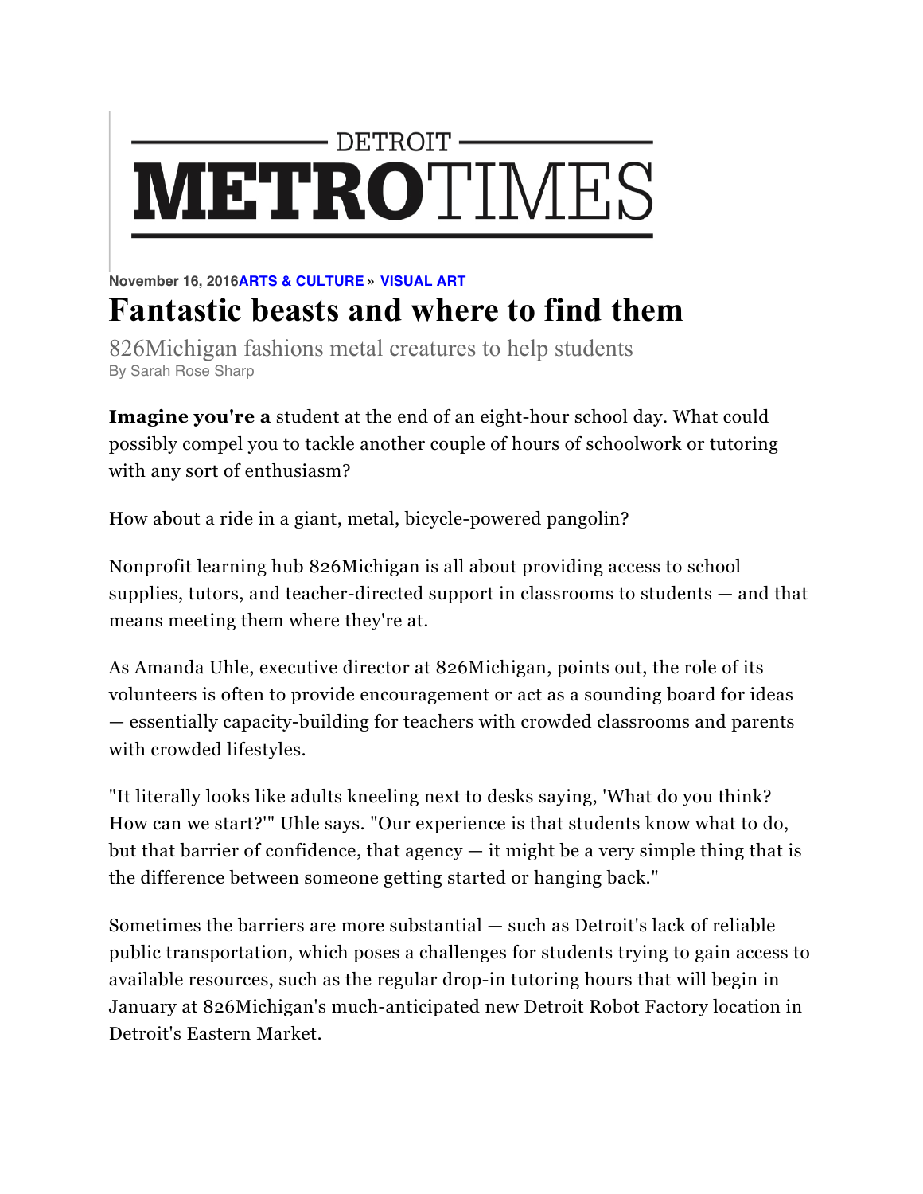DETROIT METROTIMES

November 16, 2016 ARTS & CULTURE » VISUAL ART

# Fantastic beasts and where to find them

826Michigan fashions metal creatures to help students

By Sarah Rose Sharp

**Imagine you're a** student at the end of an eight-hour school day. What could possibly compel you to tackle another couple of hours of schoolwork or tutoring with any sort of enthusiasm?

How about a ride in a giant, metal, bicycle-powered pangolin?

Nonprofit learning hub 826Michigan is all about providing access to school supplies, tutors, and teacher-directed support in classrooms to students — and that means meeting them where they're at.

As Amanda Uhle, executive director at 826Michigan, points out, the role of its volunteers is often to provide encouragement or act as a sounding board for ideas — essentially capacity-building for teachers with crowded classrooms and parents with crowded lifestyles.

"It literally looks like adults kneeling next to desks saying, 'What do you think? How can we start?'" Uhle says. "Our experience is that students know what to do, but that barrier of confidence, that agency — it might be a very simple thing that is the difference between someone getting started or hanging back."

Sometimes the barriers are more substantial — such as Detroit's lack of reliable public transportation, which poses a challenges for students trying to gain access to available resources, such as the regular drop-in tutoring hours that will begin in January at 826Michigan's much-anticipated new Detroit Robot Factory location in Detroit's Eastern Market.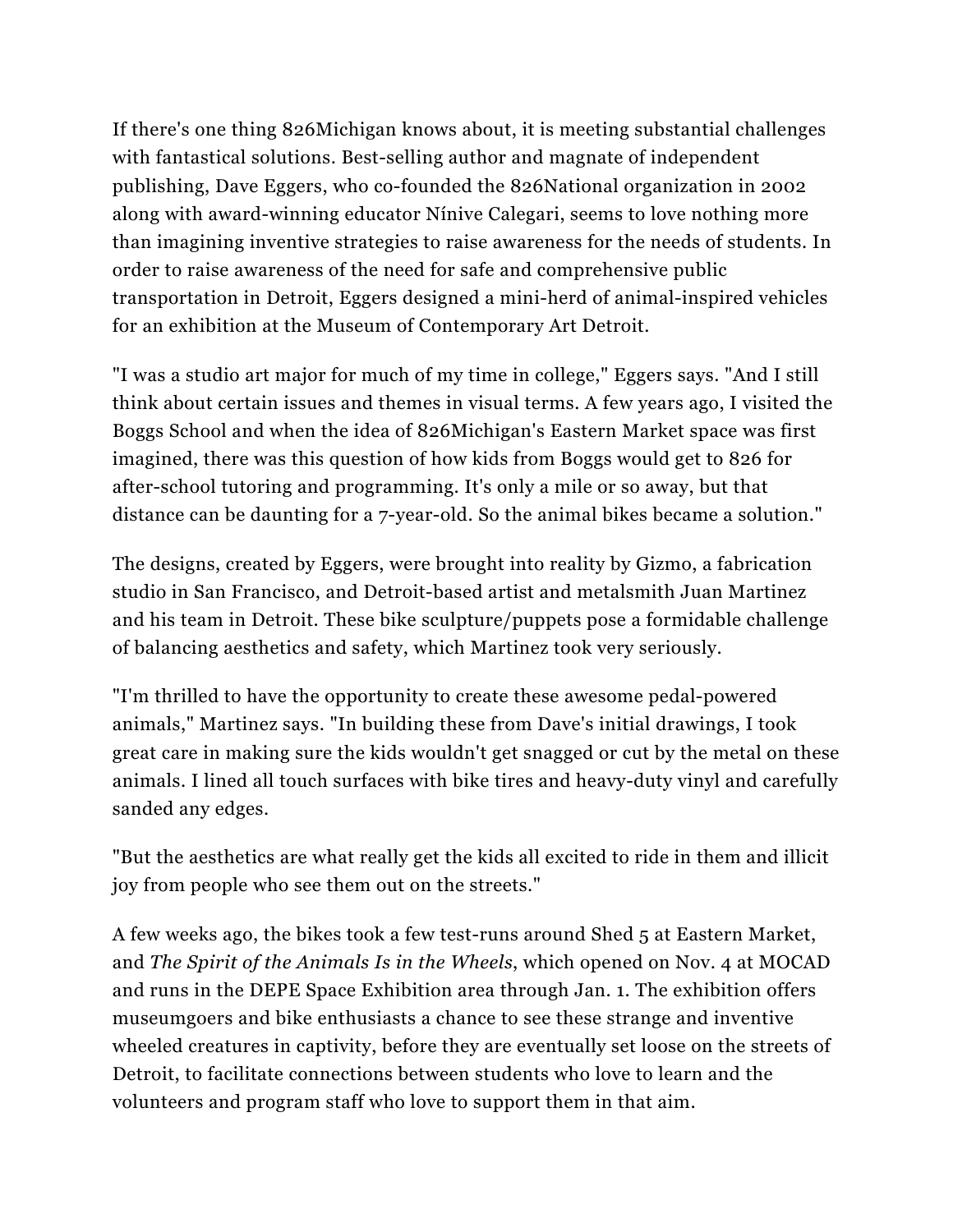If there's one thing 826Michigan knows about, it is meeting substantial challenges with fantastical solutions. Best-selling author and magnate of independent publishing, Dave Eggers, who co-founded the 826National organization in 2002 along with award-winning educator Nínive Calegari, seems to love nothing more than imagining inventive strategies to raise awareness for the needs of students. In order to raise awareness of the need for safe and comprehensive public transportation in Detroit, Eggers designed a mini-herd of animal-inspired vehicles for an exhibition at the Museum of Contemporary Art Detroit.

"I was a studio art major for much of my time in college," Eggers says. "And I still think about certain issues and themes in visual terms. A few years ago, I visited the Boggs School and when the idea of 826Michigan's Eastern Market space was first imagined, there was this question of how kids from Boggs would get to 826 for after-school tutoring and programming. It's only a mile or so away, but that distance can be daunting for a 7-year-old. So the animal bikes became a solution."

The designs, created by Eggers, were brought into reality by Gizmo, a fabrication studio in San Francisco, and Detroit-based artist and metalsmith Juan Martinez and his team in Detroit. These bike sculpture/puppets pose a formidable challenge of balancing aesthetics and safety, which Martinez took very seriously.

"I'm thrilled to have the opportunity to create these awesome pedal-powered animals," Martinez says. "In building these from Dave's initial drawings, I took great care in making sure the kids wouldn't get snagged or cut by the metal on these animals. I lined all touch surfaces with bike tires and heavy-duty vinyl and carefully sanded any edges.

"But the aesthetics are what really get the kids all excited to ride in them and illicit joy from people who see them out on the streets."

A few weeks ago, the bikes took a few test-runs around Shed 5 at Eastern Market, and *The Spirit of the Animals Is in the Wheels*, which opened on Nov. 4 at MOCAD and runs in the DEPE Space Exhibition area through Jan. 1. The exhibition offers museumgoers and bike enthusiasts a chance to see these strange and inventive wheeled creatures in captivity, before they are eventually set loose on the streets of Detroit, to facilitate connections between students who love to learn and the volunteers and program staff who love to support them in that aim.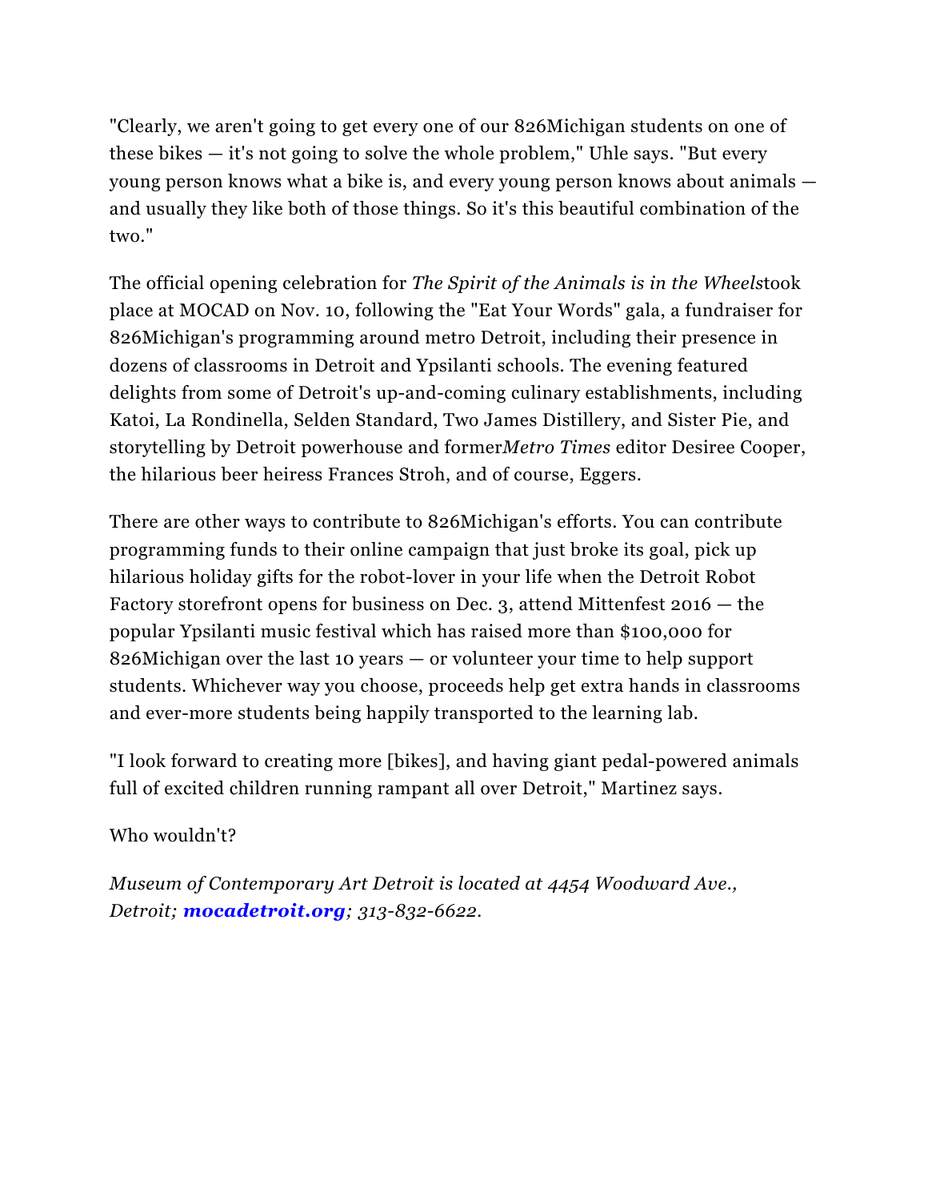"Clearly, we aren't going to get every one of our 826Michigan students on one of these bikes — it's not going to solve the whole problem," Uhle says. "But every young person knows what a bike is, and every young person knows about animals — and usually they like both of those things. So it's this beautiful combination of the two."

The official opening celebration for *The Spirit of the Animals is in the Wheels*took place at MOCAD on Nov. 10, following the "Eat Your Words" gala, a fundraiser for 826Michigan's programming around metro Detroit, including their presence in dozens of classrooms in Detroit and Ypsilanti schools. The evening featured delights from some of Detroit's up-and-coming culinary establishments, including Katoi, La Rondinella, Selden Standard, Two James Distillery, and Sister Pie, and storytelling by Detroit powerhouse and former*Metro Times* editor Desiree Cooper, the hilarious beer heiress Frances Stroh, and of course, Eggers.

There are other ways to contribute to 826Michigan's efforts. You can contribute programming funds to their online campaign that just broke its goal, pick up hilarious holiday gifts for the robot-lover in your life when the Detroit Robot Factory storefront opens for business on Dec. 3, attend Mittenfest 2016 — the popular Ypsilanti music festival which has raised more than $100,000 for 826Michigan over the last 10 years — or volunteer your time to help support students. Whichever way you choose, proceeds help get extra hands in classrooms and ever-more students being happily transported to the learning lab.

"I look forward to creating more [bikes], and having giant pedal-powered animals full of excited children running rampant all over Detroit," Martinez says.

Who wouldn't?

*Museum of Contemporary Art Detroit is located at 4454 Woodward Ave., Detroit;* ***mocadetroit.org****; 313-832-6622.*